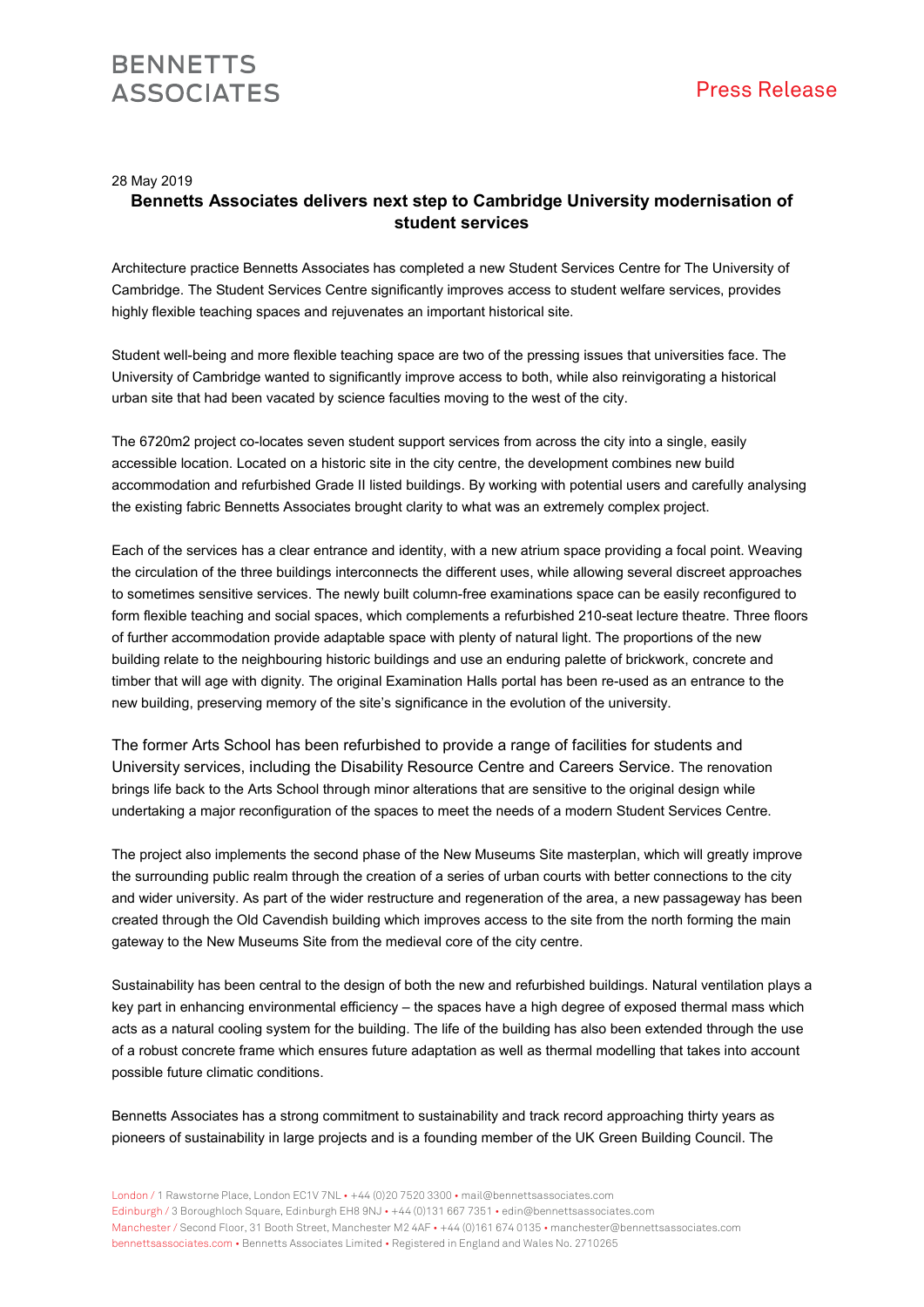BENNETTS ASSOCIATES

Press Release

28 May 2019

**Bennetts Associates delivers next step to Cambridge University modernisation of student services**

Architecture practice Bennetts Associates has completed a new Student Services Centre for The University of Cambridge. The Student Services Centre significantly improves access to student welfare services, provides highly flexible teaching spaces and rejuvenates an important historical site.

Student well-being and more flexible teaching space are two of the pressing issues that universities face. The University of Cambridge wanted to significantly improve access to both, while also reinvigorating a historical urban site that had been vacated by science faculties moving to the west of the city.

The 6720m2 project co-locates seven student support services from across the city into a single, easily accessible location. Located on a historic site in the city centre, the development combines new build accommodation and refurbished Grade II listed buildings. By working with potential users and carefully analysing the existing fabric Bennetts Associates brought clarity to what was an extremely complex project.

Each of the services has a clear entrance and identity, with a new atrium space providing a focal point. Weaving the circulation of the three buildings interconnects the different uses, while allowing several discreet approaches to sometimes sensitive services. The newly built column-free examinations space can be easily reconfigured to form flexible teaching and social spaces, which complements a refurbished 210-seat lecture theatre. Three floors of further accommodation provide adaptable space with plenty of natural light. The proportions of the new building relate to the neighbouring historic buildings and use an enduring palette of brickwork, concrete and timber that will age with dignity. The original Examination Halls portal has been re-used as an entrance to the new building, preserving memory of the site's significance in the evolution of the university.

The former Arts School has been refurbished to provide a range of facilities for students and University services, including the Disability Resource Centre and Careers Service. The renovation brings life back to the Arts School through minor alterations that are sensitive to the original design while undertaking a major reconfiguration of the spaces to meet the needs of a modern Student Services Centre.

The project also implements the second phase of the New Museums Site masterplan, which will greatly improve the surrounding public realm through the creation of a series of urban courts with better connections to the city and wider university. As part of the wider restructure and regeneration of the area, a new passageway has been created through the Old Cavendish building which improves access to the site from the north forming the main gateway to the New Museums Site from the medieval core of the city centre.

Sustainability has been central to the design of both the new and refurbished buildings. Natural ventilation plays a key part in enhancing environmental efficiency – the spaces have a high degree of exposed thermal mass which acts as a natural cooling system for the building. The life of the building has also been extended through the use of a robust concrete frame which ensures future adaptation as well as thermal modelling that takes into account possible future climatic conditions.

Bennetts Associates has a strong commitment to sustainability and track record approaching thirty years as pioneers of sustainability in large projects and is a founding member of the UK Green Building Council. The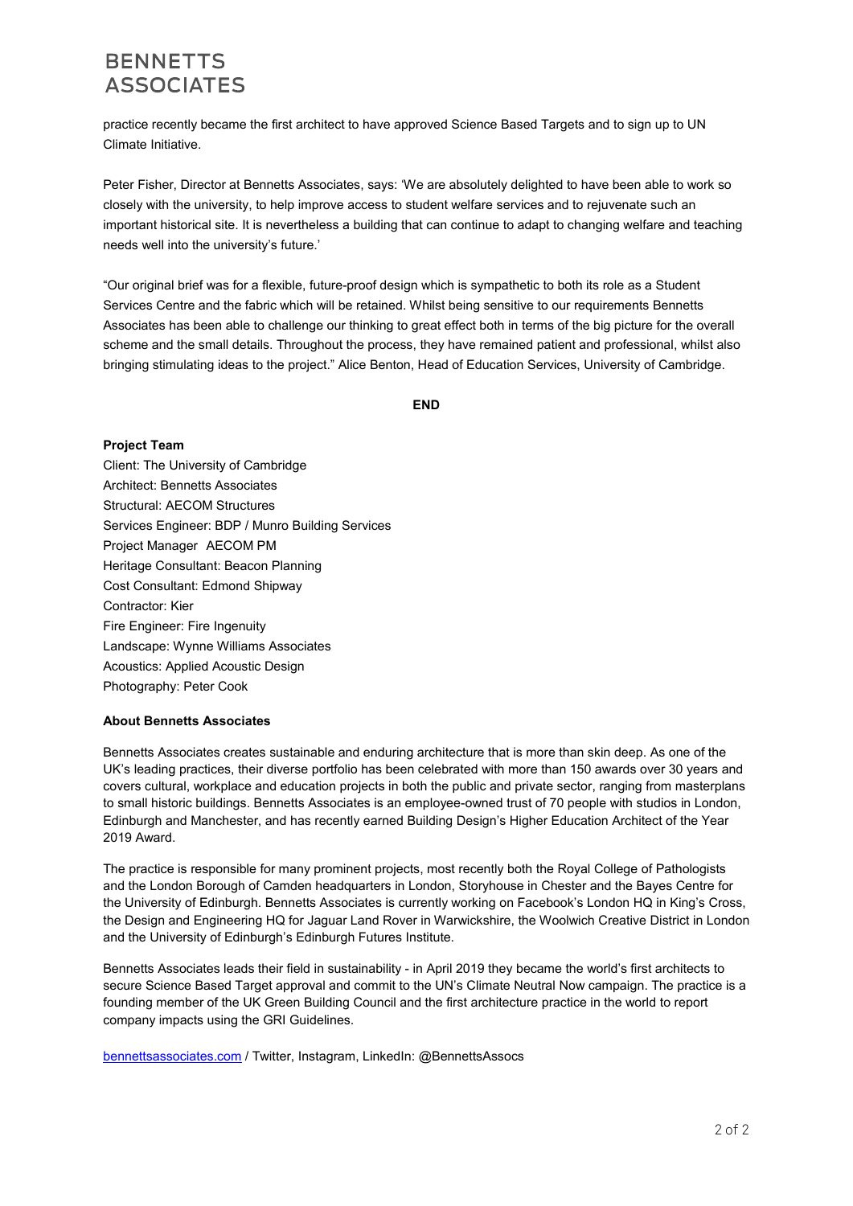practice recently became the first architect to have approved Science Based Targets and to sign up to UN Climate Initiative.

Peter Fisher, Director at Bennetts Associates, says: 'We are absolutely delighted to have been able to work so closely with the university, to help improve access to student welfare services and to rejuvenate such an important historical site. It is nevertheless a building that can continue to adapt to changing welfare and teaching needs well into the university's future.'

"Our original brief was for a flexible, future-proof design which is sympathetic to both its role as a Student Services Centre and the fabric which will be retained. Whilst being sensitive to our requirements Bennetts Associates has been able to challenge our thinking to great effect both in terms of the big picture for the overall scheme and the small details. Throughout the process, they have remained patient and professional, whilst also bringing stimulating ideas to the project." Alice Benton, Head of Education Services, University of Cambridge.

**END**

**Project Team**

Client: The University of Cambridge
Architect: Bennetts Associates
Structural: AECOM Structures
Services Engineer: BDP / Munro Building Services
Project Manager AECOM PM
Heritage Consultant: Beacon Planning
Cost Consultant: Edmond Shipway
Contractor: Kier
Fire Engineer: Fire Ingenuity
Landscape: Wynne Williams Associates
Acoustics: Applied Acoustic Design
Photography: Peter Cook

**About Bennetts Associates**

Bennetts Associates creates sustainable and enduring architecture that is more than skin deep. As one of the UK's leading practices, their diverse portfolio has been celebrated with more than 150 awards over 30 years and covers cultural, workplace and education projects in both the public and private sector, ranging from masterplans to small historic buildings. Bennetts Associates is an employee-owned trust of 70 people with studios in London, Edinburgh and Manchester, and has recently earned Building Design's Higher Education Architect of the Year 2019 Award.

The practice is responsible for many prominent projects, most recently both the Royal College of Pathologists and the London Borough of Camden headquarters in London, Storyhouse in Chester and the Bayes Centre for the University of Edinburgh. Bennetts Associates is currently working on Facebook's London HQ in King's Cross, the Design and Engineering HQ for Jaguar Land Rover in Warwickshire, the Woolwich Creative District in London and the University of Edinburgh's Edinburgh Futures Institute.

Bennetts Associates leads their field in sustainability - in April 2019 they became the world's first architects to secure Science Based Target approval and commit to the UN's Climate Neutral Now campaign. The practice is a founding member of the UK Green Building Council and the first architecture practice in the world to report company impacts using the GRI Guidelines.

bennettsassociates.com / Twitter, Instagram, LinkedIn: @BennettsAssocs